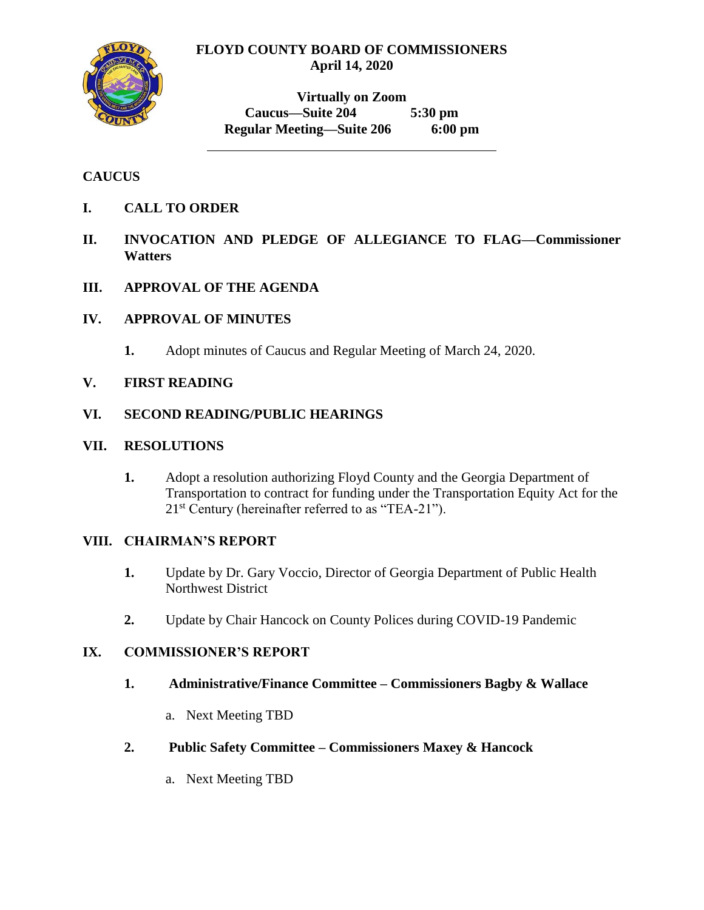# FLOYD COUNTY BOARD OF COMMISSIONERS
**April 14, 2020**

**Virtually on Zoom**
**Caucus—Suite 204 5:30 pm**
**Regular Meeting—Suite 206 6:00 pm**

---

## CAUCUS

**I. CALL TO ORDER**

**II. INVOCATION AND PLEDGE OF ALLEGIANCE TO FLAG—Commissioner Watters**

**III. APPROVAL OF THE AGENDA**

**IV. APPROVAL OF MINUTES**

1. Adopt minutes of Caucus and Regular Meeting of March 24, 2020.

**V. FIRST READING**

**VI. SECOND READING/PUBLIC HEARINGS**

**VII. RESOLUTIONS**

1. Adopt a resolution authorizing Floyd County and the Georgia Department of Transportation to contract for funding under the Transportation Equity Act for the 21st Century (hereinafter referred to as "TEA-21").

**VIII. CHAIRMAN'S REPORT**

1. Update by Dr. Gary Voccio, Director of Georgia Department of Public Health Northwest District
2. Update by Chair Hancock on County Polices during COVID-19 Pandemic

**IX. COMMISSIONER'S REPORT**

1. **Administrative/Finance Committee – Commissioners Bagby & Wallace**
   a. Next Meeting TBD
2. **Public Safety Committee – Commissioners Maxey & Hancock**
   a. Next Meeting TBD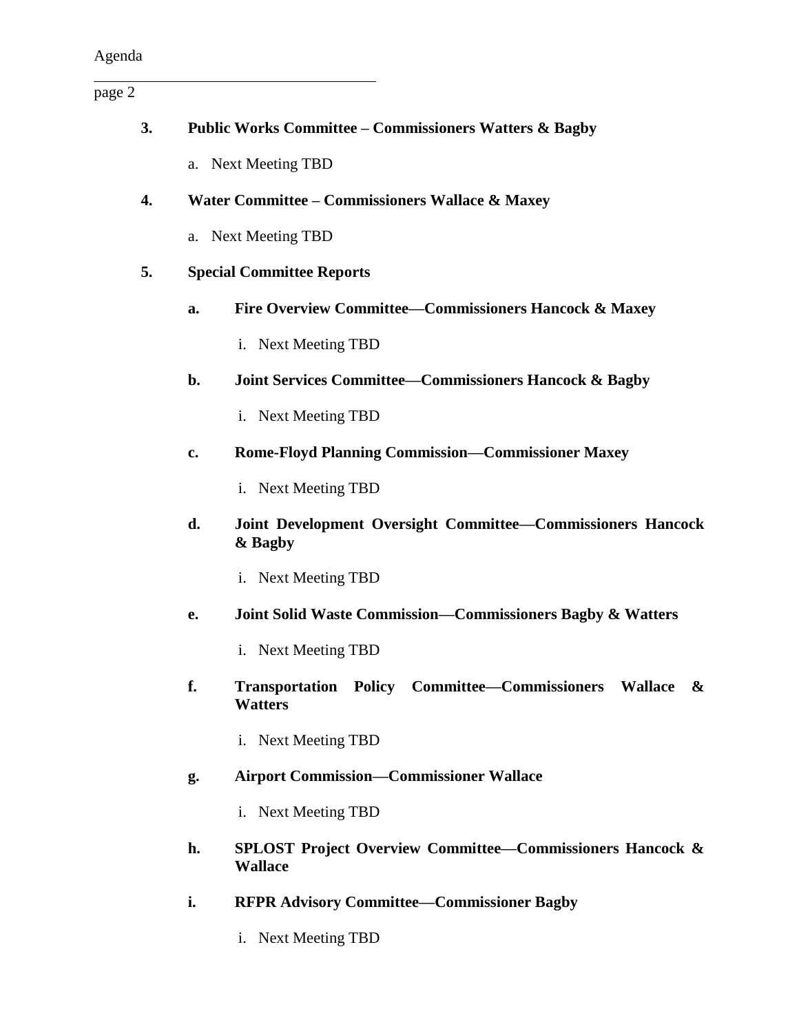**3. Public Works Committee – Commissioners Watters & Bagby**

a. Next Meeting TBD

**4. Water Committee – Commissioners Wallace & Maxey**

a. Next Meeting TBD

**5. Special Committee Reports**

**a. Fire Overview Committee—Commissioners Hancock & Maxey**

i. Next Meeting TBD

**b. Joint Services Committee—Commissioners Hancock & Bagby**

i. Next Meeting TBD

**c. Rome-Floyd Planning Commission—Commissioner Maxey**

i. Next Meeting TBD

**d. Joint Development Oversight Committee—Commissioners Hancock & Bagby**

i. Next Meeting TBD

**e. Joint Solid Waste Commission—Commissioners Bagby & Watters**

i. Next Meeting TBD

**f. Transportation Policy Committee—Commissioners Wallace & Watters**

i. Next Meeting TBD

**g. Airport Commission—Commissioner Wallace**

i. Next Meeting TBD

**h. SPLOST Project Overview Committee—Commissioners Hancock & Wallace**

**i. RFPR Advisory Committee—Commissioner Bagby**

i. Next Meeting TBD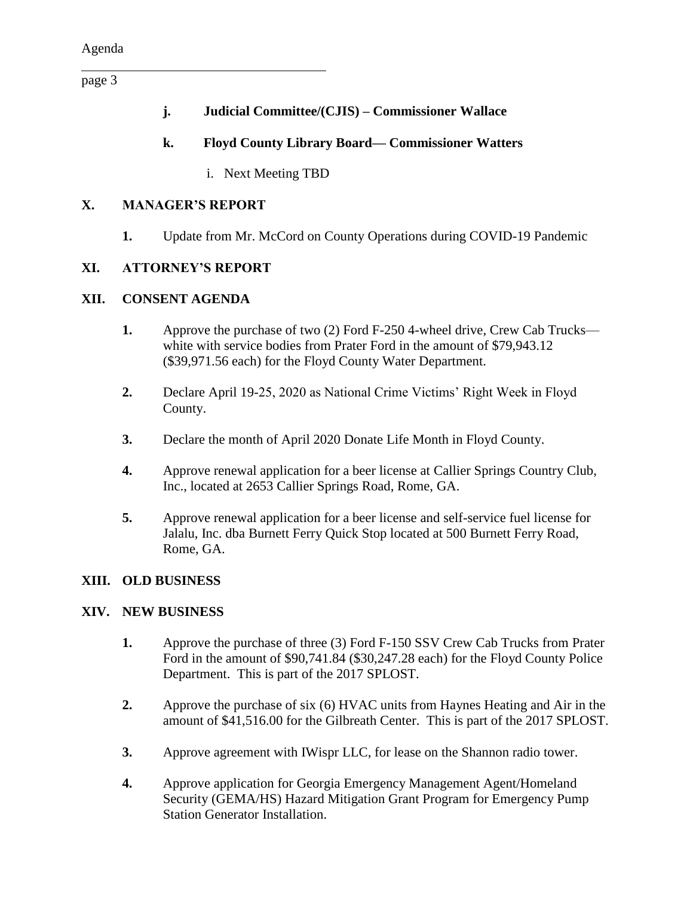**j. Judicial Committee/(CJIS) – Commissioner Wallace**

**k. Floyd County Library Board— Commissioner Watters**

i. Next Meeting TBD

## X. MANAGER'S REPORT

**1.** Update from Mr. McCord on County Operations during COVID-19 Pandemic

## XI. ATTORNEY'S REPORT

## XII. CONSENT AGENDA

**1.** Approve the purchase of two (2) Ford F-250 4-wheel drive, Crew Cab Trucks—white with service bodies from Prater Ford in the amount of $79,943.12 ($39,971.56 each) for the Floyd County Water Department.

**2.** Declare April 19-25, 2020 as National Crime Victims' Right Week in Floyd County.

**3.** Declare the month of April 2020 Donate Life Month in Floyd County.

**4.** Approve renewal application for a beer license at Callier Springs Country Club, Inc., located at 2653 Callier Springs Road, Rome, GA.

**5.** Approve renewal application for a beer license and self-service fuel license for Jalalu, Inc. dba Burnett Ferry Quick Stop located at 500 Burnett Ferry Road, Rome, GA.

## XIII. OLD BUSINESS

## XIV. NEW BUSINESS

**1.** Approve the purchase of three (3) Ford F-150 SSV Crew Cab Trucks from Prater Ford in the amount of $90,741.84 ($30,247.28 each) for the Floyd County Police Department. This is part of the 2017 SPLOST.

**2.** Approve the purchase of six (6) HVAC units from Haynes Heating and Air in the amount of $41,516.00 for the Gilbreath Center. This is part of the 2017 SPLOST.

**3.** Approve agreement with IWispr LLC, for lease on the Shannon radio tower.

**4.** Approve application for Georgia Emergency Management Agent/Homeland Security (GEMA/HS) Hazard Mitigation Grant Program for Emergency Pump Station Generator Installation.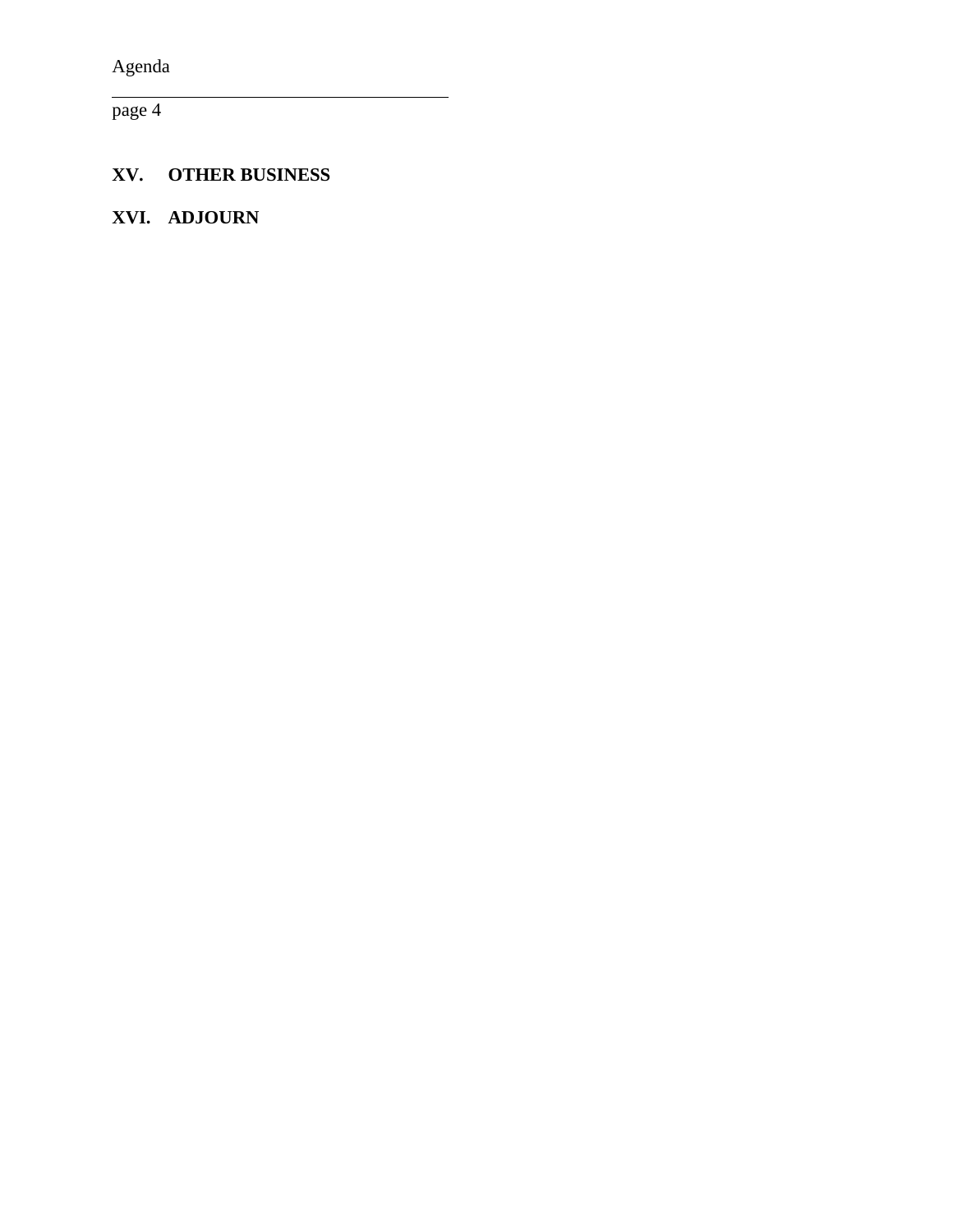**XV. OTHER BUSINESS**

**XVI. ADJOURN**